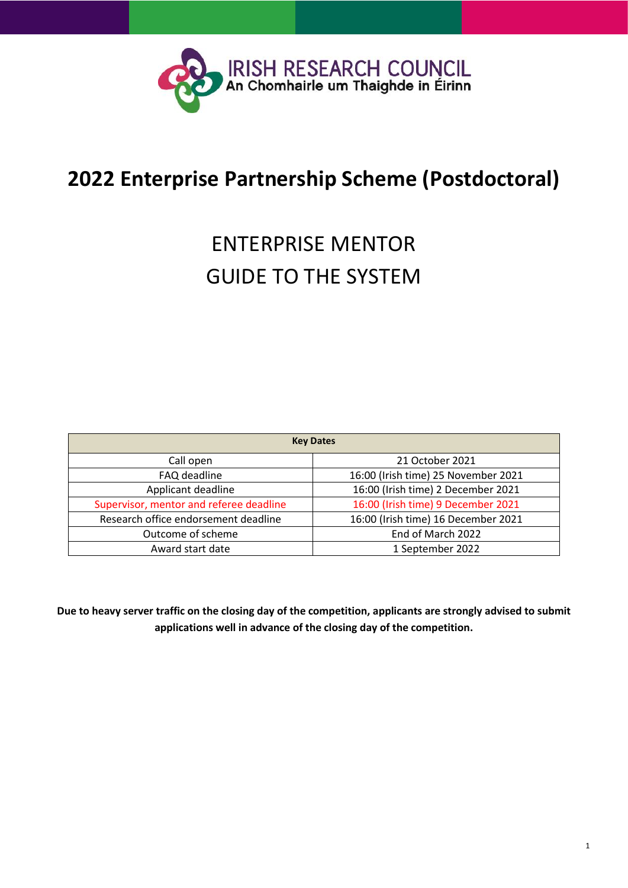IRISH RESEARCH COUNCIL
An Chomhairle um Thaighde in Éirinn

# 2022 Enterprise Partnership Scheme (Postdoctoral)

## ENTERPRISE MENTOR
## GUIDE TO THE SYSTEM

| Key Dates | |
|---|---|
| Call open | 21 October 2021 |
| FAQ deadline | 16:00 (Irish time) 25 November 2021 |
| Applicant deadline | 16:00 (Irish time) 2 December 2021 |
| Supervisor, mentor and referee deadline | 16:00 (Irish time) 9 December 2021 |
| Research office endorsement deadline | 16:00 (Irish time) 16 December 2021 |
| Outcome of scheme | End of March 2022 |
| Award start date | 1 September 2022 |

**Due to heavy server traffic on the closing day of the competition, applicants are strongly advised to submit applications well in advance of the closing day of the competition.**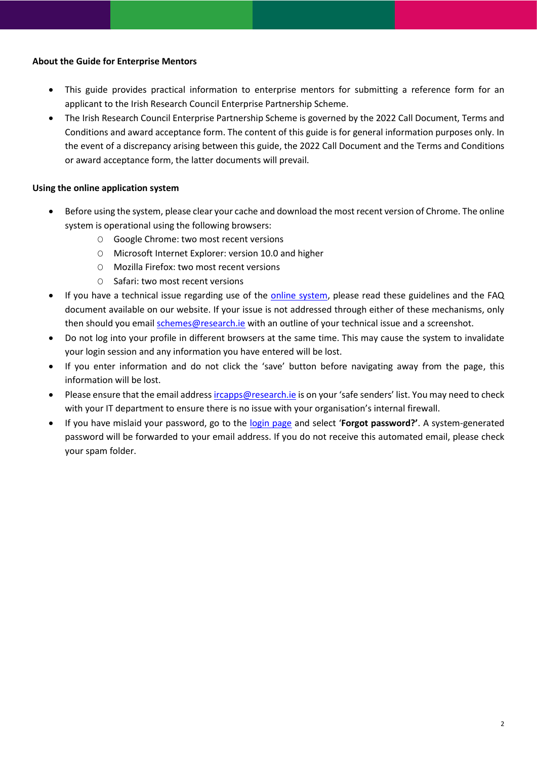**About the Guide for Enterprise Mentors**

- This guide provides practical information to enterprise mentors for submitting a reference form for an applicant to the Irish Research Council Enterprise Partnership Scheme.
- The Irish Research Council Enterprise Partnership Scheme is governed by the 2022 Call Document, Terms and Conditions and award acceptance form. The content of this guide is for general information purposes only. In the event of a discrepancy arising between this guide, the 2022 Call Document and the Terms and Conditions or award acceptance form, the latter documents will prevail.

**Using the online application system**

- Before using the system, please clear your cache and download the most recent version of Chrome. The online system is operational using the following browsers:
  - Google Chrome: two most recent versions
  - Microsoft Internet Explorer: version 10.0 and higher
  - Mozilla Firefox: two most recent versions
  - Safari: two most recent versions
- If you have a technical issue regarding use of the online system, please read these guidelines and the FAQ document available on our website. If your issue is not addressed through either of these mechanisms, only then should you email schemes@research.ie with an outline of your technical issue and a screenshot.
- Do not log into your profile in different browsers at the same time. This may cause the system to invalidate your login session and any information you have entered will be lost.
- If you enter information and do not click the 'save' button before navigating away from the page, this information will be lost.
- Please ensure that the email address ircapps@research.ie is on your 'safe senders' list. You may need to check with your IT department to ensure there is no issue with your organisation's internal firewall.
- If you have mislaid your password, go to the login page and select '**Forgot password?'**. A system-generated password will be forwarded to your email address. If you do not receive this automated email, please check your spam folder.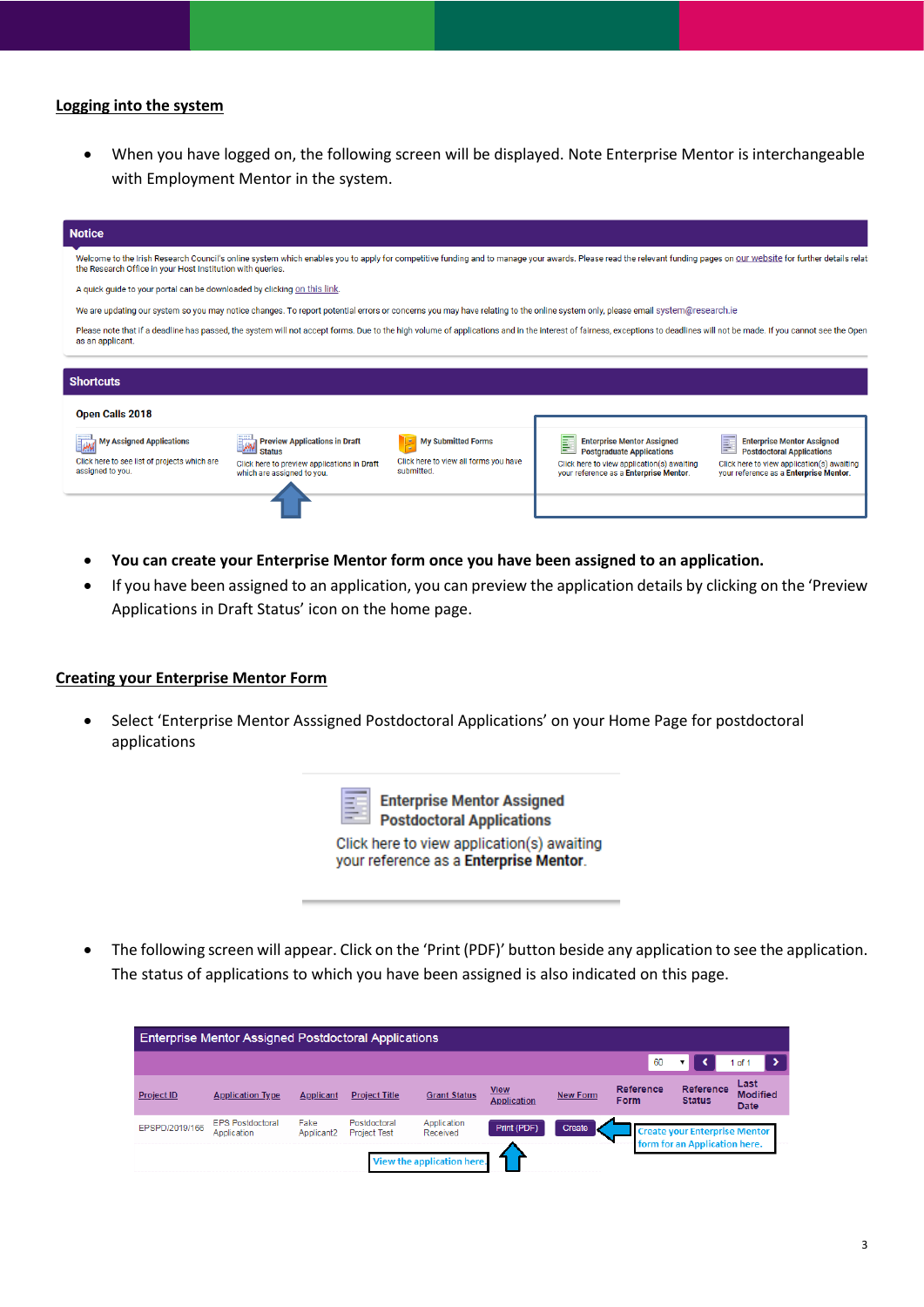## Logging into the system

- When you have logged on, the following screen will be displayed. Note Enterprise Mentor is interchangeable with Employment Mentor in the system.

**Notice**

Welcome to the Irish Research Council's online system which enables you to apply for competitive funding and to manage your awards. Please read the relevant funding pages on our website for further details relat the Research Office in your Host Institution with queries.

A quick guide to your portal can be downloaded by clicking on this link.

We are updating our system so you may notice changes. To report potential errors or concerns you may have relating to the online system only, please email system@research.ie

Please note that if a deadline has passed, the system will not accept forms. Due to the high volume of applications and in the interest of fairness, exceptions to deadlines will not be made. If you cannot see the Open as an applicant.

**Shortcuts**

Open Calls 2018

- My Assigned Applications — Click here to see list of projects which are assigned to you.
- Preview Applications in Draft Status — Click here to preview applications in Draft which are assigned to you.
- My Submitted Forms — Click here to view all forms you have submitted.
- Enterprise Mentor Assigned Postgraduate Applications — Click here to view application(s) awaiting your reference as a **Enterprise Mentor**.
- Enterprise Mentor Assigned Postdoctoral Applications — Click here to view application(s) awaiting your reference as a **Enterprise Mentor**.

- **You can create your Enterprise Mentor form once you have been assigned to an application.**
- If you have been assigned to an application, you can preview the application details by clicking on the 'Preview Applications in Draft Status' icon on the home page.

## Creating your Enterprise Mentor Form

- Select 'Enterprise Mentor Asssigned Postdoctoral Applications' on your Home Page for postdoctoral applications

**Enterprise Mentor Assigned Postdoctoral Applications**

Click here to view application(s) awaiting your reference as a **Enterprise Mentor**.

- The following screen will appear. Click on the 'Print (PDF)' button beside any application to see the application. The status of applications to which you have been assigned is also indicated on this page.

**Enterprise Mentor Assigned Postdoctoral Applications**

| Project ID | Application Type | Applicant | Project Title | Grant Status | View Application | New Form | Reference Form | Reference Status | Last Modified Date |
|---|---|---|---|---|---|---|---|---|---|
| EPSPD/2019/166 | EPS Postdoctoral Application | Fake Applicant2 | Postdoctoral Project Test | Application Received | Print (PDF) | Create | | | |

View the application here.

Create your Enterprise Mentor form for an Application here.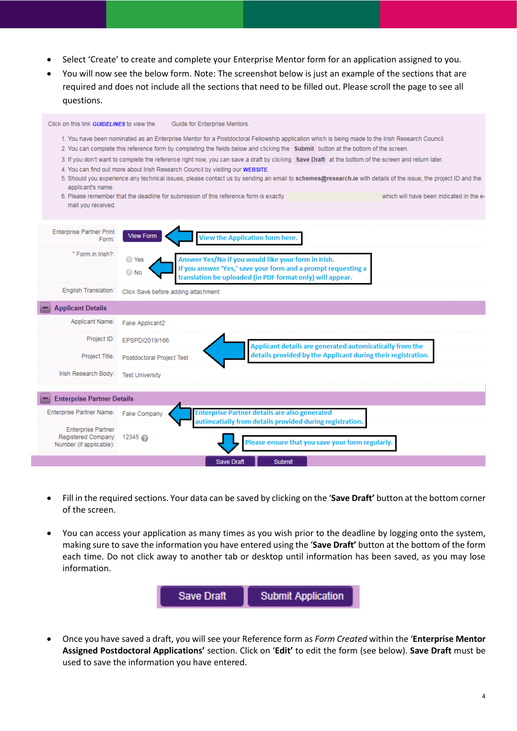- Select 'Create' to create and complete your Enterprise Mentor form for an application assigned to you.
- You will now see the below form. Note: The screenshot below is just an example of the sections that are required and does not include all the sections that need to be filled out. Please scroll the page to see all questions.

Click on this link **GUIDELINES** to view the Guide for Enterprise Mentors.

1. You have been nominated as an Enterprise Mentor for a Postdoctoral Fellowship application which is being made to the Irish Research Council.
2. You can complete this reference form by completing the fields below and clicking the **Submit** button at the bottom of the screen.
3. If you don't want to complete the reference right now, you can save a draft by clicking **Save Draft** at the bottom of the screen and return later.
4. You can find out more about Irish Research Council by visiting our **WEBSITE**.
5. Should you experience any technical issues, please contact us by sending an email to **schemes@research.ie** with details of the issue, the project ID and the applicant's name.
6. Please remember that the deadline for submission of this reference form is exactly which will have been indicated in the e-mail you received.

| | | |
|---|---|---|
| Enterprise Partner Print Form: | View Form | View the Application form here. |
| * Form in Irish?: | Yes / No | Answer Yes/No if you would like your form in Irish. If you answer 'Yes,' save your form and a prompt requesting a translation be uploaded (in PDF format only) will appear. |
| English Translation: | Click Save before adding attachment | |
| **Applicant Details** | | |
| Applicant Name: | Fake Applicant2 | Applicant details are generated automicatically from the details provided by the Applicant during their registration. |
| Project ID: | EPSPD/2019/166 | |
| Project Title: | Postdoctoral Project Test | |
| Irish Research Body: | Test University | |
| **Enterprise Partner Details** | | |
| Enterprise Partner Name: | Fake Company | Enterprise Partner details are also generated autimcatially from details provided during registration. |
| Enterprise Partner Registered Company Number (if applicable): | 12345 | Please ensure that you save your form regularly. |

Save Draft | Submit

- Fill in the required sections. Your data can be saved by clicking on the '**Save Draft'** button at the bottom corner of the screen.

- You can access your application as many times as you wish prior to the deadline by logging onto the system, making sure to save the information you have entered using the '**Save Draft'** button at the bottom of the form each time. Do not click away to another tab or desktop until information has been saved, as you may lose information.

Save Draft | Submit Application

- Once you have saved a draft, you will see your Reference form as *Form Created* within the '**Enterprise Mentor Assigned Postdoctoral Applications'** section. Click on '**Edit'** to edit the form (see below). **Save Draft** must be used to save the information you have entered.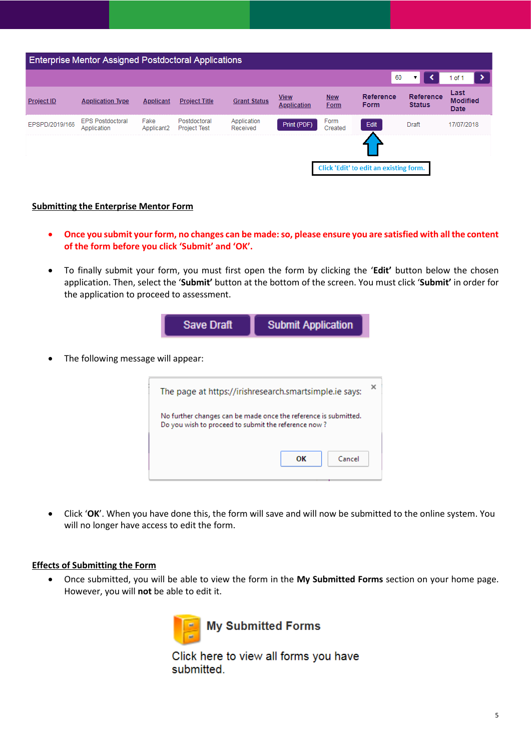| Enterprise Mentor Assigned Postdoctoral Applications | | | | | | | | | |
|---|---|---|---|---|---|---|---|---|---|
| Project ID | Application Type | Applicant | Project Title | Grant Status | View Application | New Form | Reference Form | Reference Status | Last Modified Date |
| EPSPD/2019/166 | EPS Postdoctoral Application | Fake Applicant2 | Postdoctoral Project Test | Application Received | Print (PDF) | Form Created | Edit | Draft | 17/07/2018 |

Click 'Edit' to edit an existing form.

## Submitting the Enterprise Mentor Form

- **Once you submit your form, no changes can be made: so, please ensure you are satisfied with all the content of the form before you click 'Submit' and 'OK'.**

- To finally submit your form, you must first open the form by clicking the '**Edit'** button below the chosen application. Then, select the '**Submit'** button at the bottom of the screen. You must click '**Submit'** in order for the application to proceed to assessment.

Save Draft | Submit Application

- The following message will appear:

> The page at https://irishresearch.smartsimple.ie says:
>
> No further changes can be made once the reference is submitted.
> Do you wish to proceed to submit the reference now ?
>
> OK | Cancel

- Click '**OK**'. When you have done this, the form will save and will now be submitted to the online system. You will no longer have access to edit the form.

## Effects of Submitting the Form

- Once submitted, you will be able to view the form in the **My Submitted Forms** section on your home page. However, you will **not** be able to edit it.

**My Submitted Forms**

Click here to view all forms you have submitted.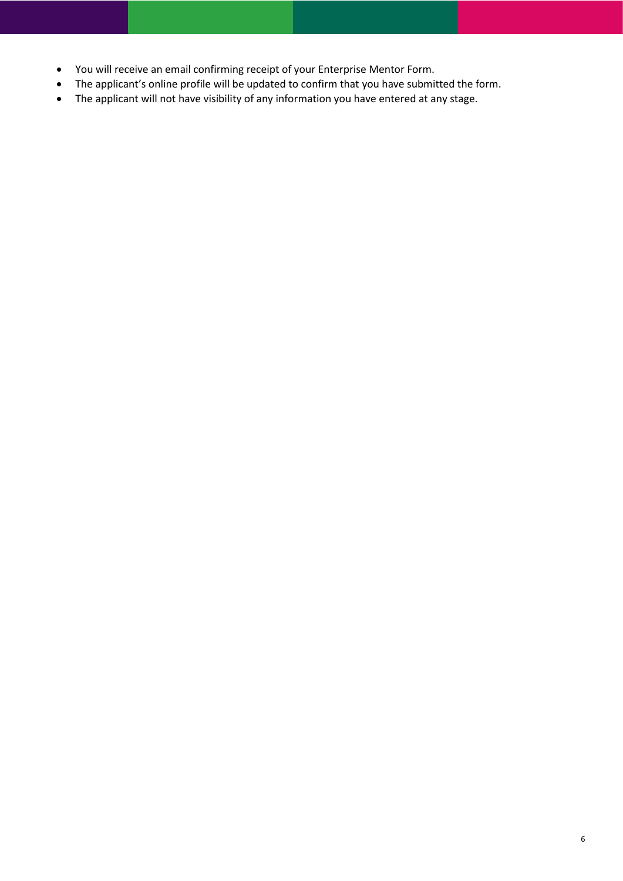- You will receive an email confirming receipt of your Enterprise Mentor Form.
- The applicant's online profile will be updated to confirm that you have submitted the form.
- The applicant will not have visibility of any information you have entered at any stage.